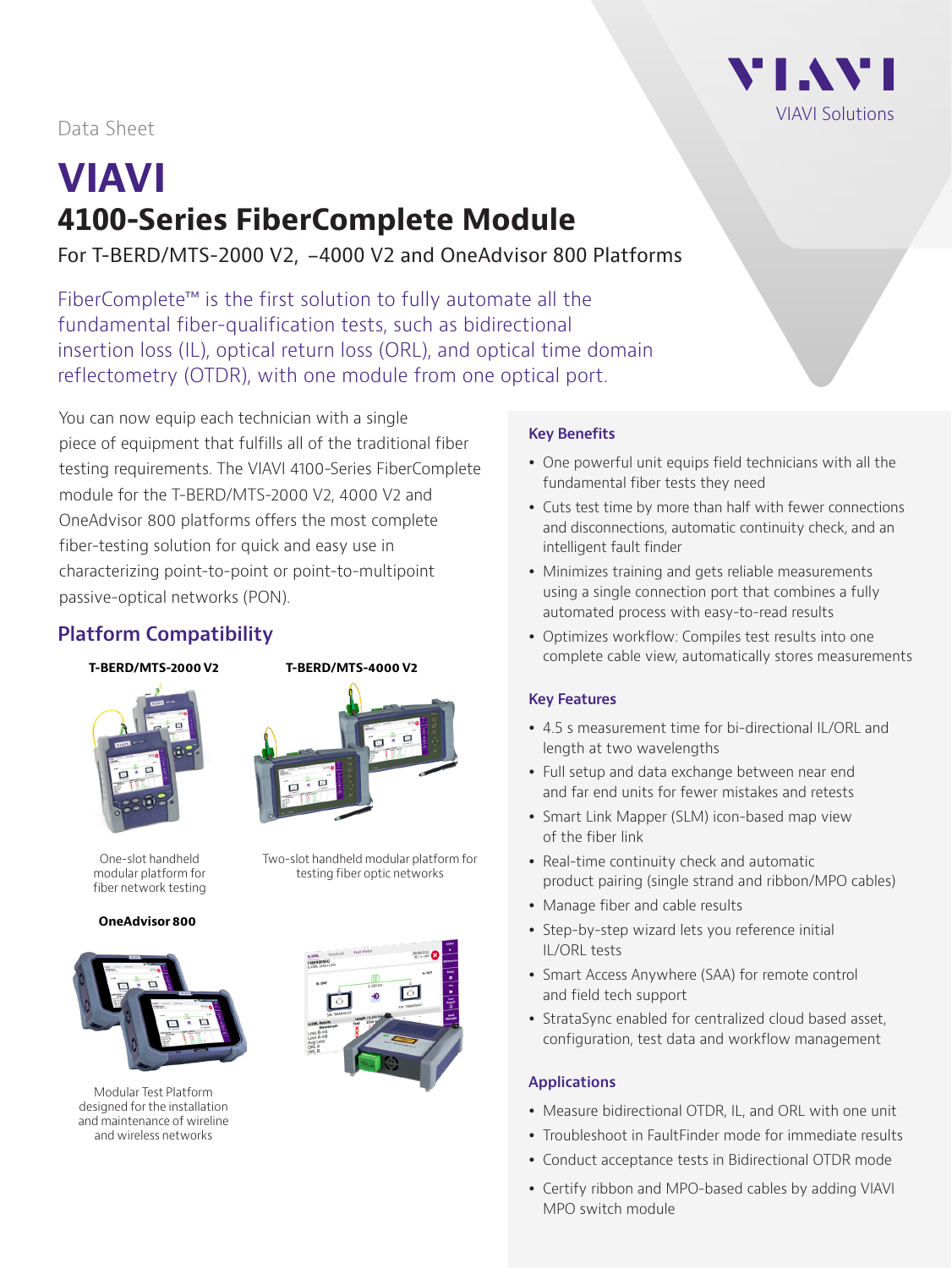Data Sheet

# VIAVI

## 4100-Series FiberComplete Module

For T-BERD/MTS-2000 V2, –4000 V2 and OneAdvisor 800 Platforms

FiberComplete™ is the first solution to fully automate all the fundamental fiber-qualification tests, such as bidirectional insertion loss (IL), optical return loss (ORL), and optical time domain reflectometry (OTDR), with one module from one optical port.

You can now equip each technician with a single piece of equipment that fulfills all of the traditional fiber testing requirements. The VIAVI 4100-Series FiberComplete module for the T-BERD/MTS-2000 V2, 4000 V2 and OneAdvisor 800 platforms offers the most complete fiber-testing solution for quick and easy use in characterizing point-to-point or point-to-multipoint passive-optical networks (PON).

## Platform Compatibility

**T-BERD/MTS-2000 V2**

One-slot handheld modular platform for fiber network testing

**T-BERD/MTS-4000 V2**

Two-slot handheld modular platform for testing fiber optic networks

**OneAdvisor 800**

Modular Test Platform designed for the installation and maintenance of wireline and wireless networks

### Key Benefits

- One powerful unit equips field technicians with all the fundamental fiber tests they need
- Cuts test time by more than half with fewer connections and disconnections, automatic continuity check, and an intelligent fault finder
- Minimizes training and gets reliable measurements using a single connection port that combines a fully automated process with easy-to-read results
- Optimizes workflow: Compiles test results into one complete cable view, automatically stores measurements

### Key Features

- 4.5 s measurement time for bi-directional IL/ORL and length at two wavelengths
- Full setup and data exchange between near end and far end units for fewer mistakes and retests
- Smart Link Mapper (SLM) icon-based map view of the fiber link
- Real-time continuity check and automatic product pairing (single strand and ribbon/MPO cables)
- Manage fiber and cable results
- Step-by-step wizard lets you reference initial IL/ORL tests
- Smart Access Anywhere (SAA) for remote control and field tech support
- StrataSync enabled for centralized cloud based asset, configuration, test data and workflow management

### Applications

- Measure bidirectional OTDR, IL, and ORL with one unit
- Troubleshoot in FaultFinder mode for immediate results
- Conduct acceptance tests in Bidirectional OTDR mode
- Certify ribbon and MPO-based cables by adding VIAVI MPO switch module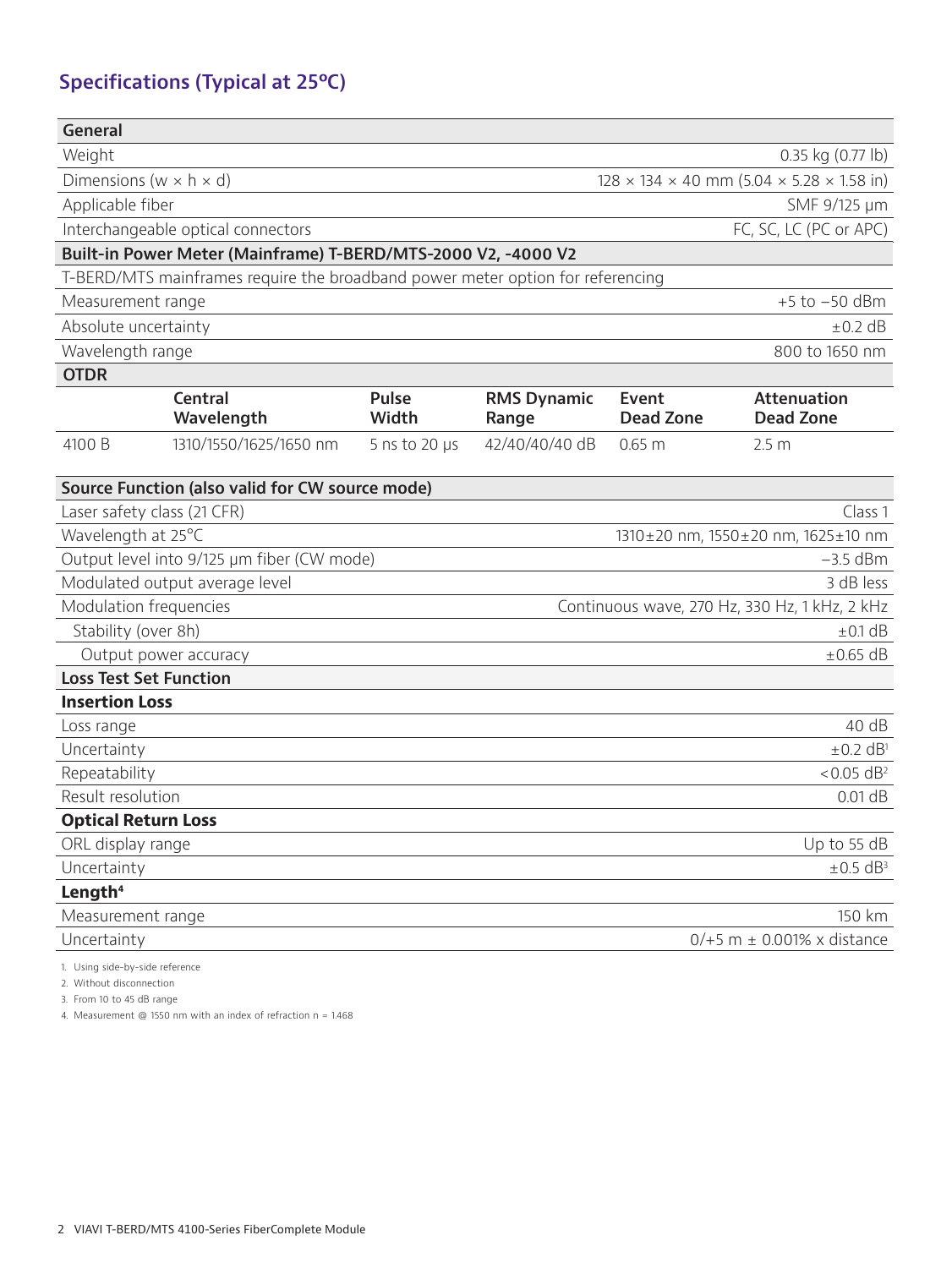## Specifications (Typical at 25ºC)

| General | |
|---|---|
| Weight | 0.35 kg (0.77 lb) |
| Dimensions (w × h × d) | 128 × 134 × 40 mm (5.04 × 5.28 × 1.58 in) |
| Applicable fiber | SMF 9/125 µm |
| Interchangeable optical connectors | FC, SC, LC (PC or APC) |
| **Built-in Power Meter (Mainframe) T-BERD/MTS-2000 V2, -4000 V2** | |
| T-BERD/MTS mainframes require the broadband power meter option for referencing | |
| Measurement range | +5 to −50 dBm |
| Absolute uncertainty | ±0.2 dB |
| Wavelength range | 800 to 1650 nm |

**OTDR**

| | Central Wavelength | Pulse Width | RMS Dynamic Range | Event Dead Zone | Attenuation Dead Zone |
|---|---|---|---|---|---|
| 4100 B | 1310/1550/1625/1650 nm | 5 ns to 20 µs | 42/40/40/40 dB | 0.65 m | 2.5 m |

| Source Function (also valid for CW source mode) | |
|---|---|
| Laser safety class (21 CFR) | Class 1 |
| Wavelength at 25°C | 1310±20 nm, 1550±20 nm, 1625±10 nm |
| Output level into 9/125 µm fiber (CW mode) | −3.5 dBm |
| Modulated output average level | 3 dB less |
| Modulation frequencies | Continuous wave, 270 Hz, 330 Hz, 1 kHz, 2 kHz |
| Stability (over 8h) | ±0.1 dB |
| Output power accuracy | ±0.65 dB |
| **Loss Test Set Function** | |
| **Insertion Loss** | |
| Loss range | 40 dB |
| Uncertainty | ±0.2 dB[1] |
| Repeatability | <0.05 dB[2] |
| Result resolution | 0.01 dB |
| **Optical Return Loss** | |
| ORL display range | Up to 55 dB |
| Uncertainty | ±0.5 dB[3] |
| **Length[4]** | |
| Measurement range | 150 km |
| Uncertainty | 0/+5 m ± 0.001% x distance |

1. Using side-by-side reference
2. Without disconnection
3. From 10 to 45 dB range
4. Measurement @ 1550 nm with an index of refraction n = 1.468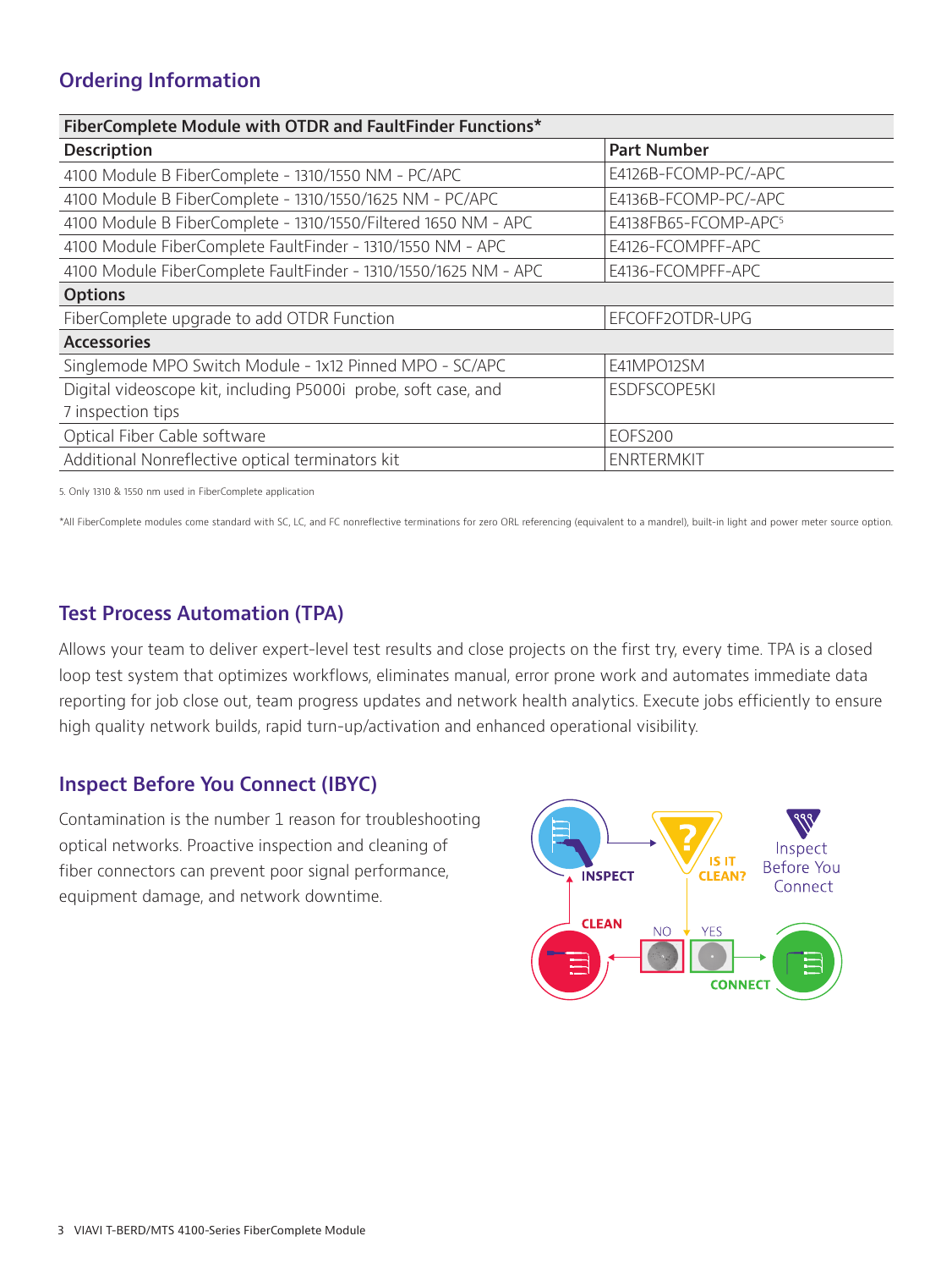## Ordering Information

| FiberComplete Module with OTDR and FaultFinder Functions* | |
|---|---|
| **Description** | **Part Number** |
| 4100 Module B FiberComplete - 1310/1550 NM - PC/APC | E4126B-FCOMP-PC/-APC |
| 4100 Module B FiberComplete - 1310/1550/1625 NM - PC/APC | E4136B-FCOMP-PC/-APC |
| 4100 Module B FiberComplete - 1310/1550/Filtered 1650 NM - APC | E4138FB65-FCOMP-APC[5] |
| 4100 Module FiberComplete FaultFinder - 1310/1550 NM - APC | E4126-FCOMPFF-APC |
| 4100 Module FiberComplete FaultFinder - 1310/1550/1625 NM - APC | E4136-FCOMPFF-APC |
| **Options** | |
| FiberComplete upgrade to add OTDR Function | EFCOFF2OTDR-UPG |
| **Accessories** | |
| Singlemode MPO Switch Module - 1x12 Pinned MPO - SC/APC | E41MPO12SM |
| Digital videoscope kit, including P5000i probe, soft case, and 7 inspection tips | ESDFSCOPE5KI |
| Optical Fiber Cable software | EOFS200 |
| Additional Nonreflective optical terminators kit | ENRTERMKIT |

5. Only 1310 & 1550 nm used in FiberComplete application

*All FiberComplete modules come standard with SC, LC, and FC nonreflective terminations for zero ORL referencing (equivalent to a mandrel), built-in light and power meter source option.

## Test Process Automation (TPA)

Allows your team to deliver expert-level test results and close projects on the first try, every time. TPA is a closed loop test system that optimizes workflows, eliminates manual, error prone work and automates immediate data reporting for job close out, team progress updates and network health analytics. Execute jobs efficiently to ensure high quality network builds, rapid turn-up/activation and enhanced operational visibility.

## Inspect Before You Connect (IBYC)

Contamination is the number 1 reason for troubleshooting optical networks. Proactive inspection and cleaning of fiber connectors can prevent poor signal performance, equipment damage, and network downtime.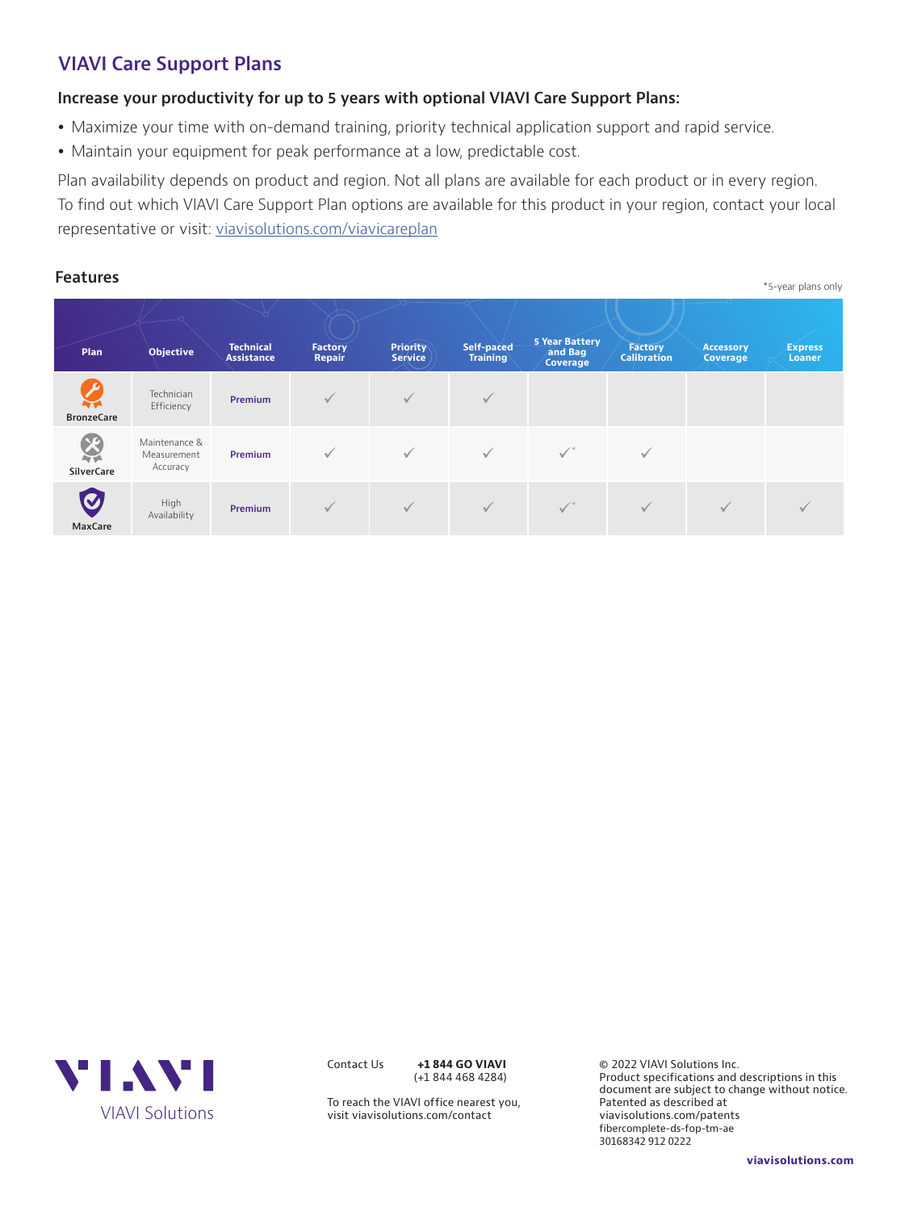## VIAVI Care Support Plans

**Increase your productivity for up to 5 years with optional VIAVI Care Support Plans:**

- Maximize your time with on-demand training, priority technical application support and rapid service.
- Maintain your equipment for peak performance at a low, predictable cost.

Plan availability depends on product and region. Not all plans are available for each product or in every region. To find out which VIAVI Care Support Plan options are available for this product in your region, contact your local representative or visit: viavisolutions.com/viavicareplan

### Features

*5-year plans only

| Plan | Objective | Technical Assistance | Factory Repair | Priority Service | Self-paced Training | 5 Year Battery and Bag Coverage | Factory Calibration | Accessory Coverage | Express Loaner |
|---|---|---|---|---|---|---|---|---|---|
| BronzeCare | Technician Efficiency | Premium | ✓ | ✓ | ✓ | | | | |
| SilverCare | Maintenance & Measurement Accuracy | Premium | ✓ | ✓ | ✓ | ✓* | ✓ | | |
| MaxCare | High Availability | Premium | ✓ | ✓ | ✓ | ✓* | ✓ | ✓ | ✓ |

VIAVI Solutions

Contact Us **+1 844 GO VIAVI** (+1 844 468 4284)

To reach the VIAVI office nearest you, visit viavisolutions.com/contact

© 2022 VIAVI Solutions Inc.
Product specifications and descriptions in this document are subject to change without notice.
Patented as described at viavisolutions.com/patents
fibercomplete-ds-fop-tm-ae
30168342 912 0222

**viavisolutions.com**